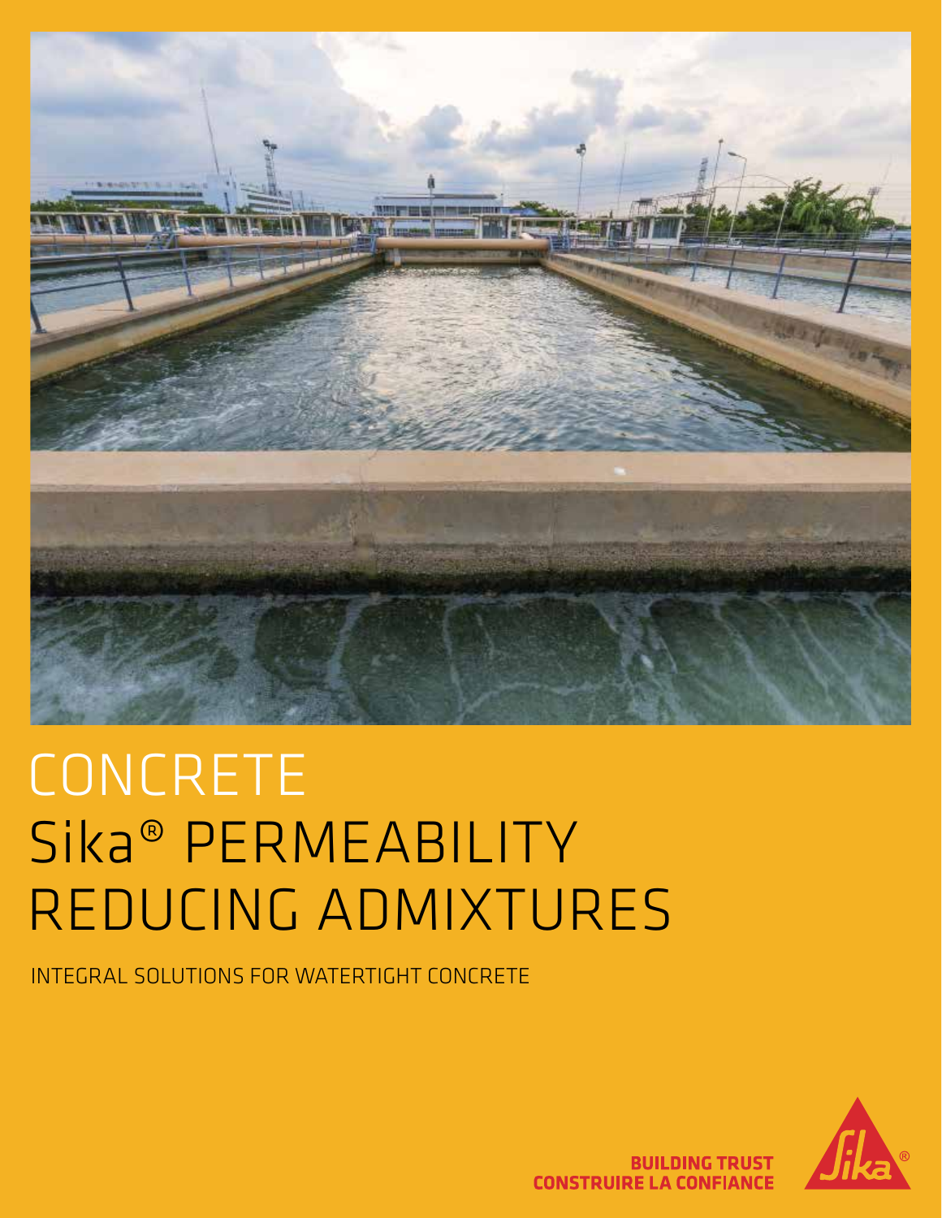# CONCRETE
# Sika® PERMEABILITY REDUCING ADMIXTURES

INTEGRAL SOLUTIONS FOR WATERTIGHT CONCRETE

**BUILDING TRUST**
**CONSTRUIRE LA CONFIANCE**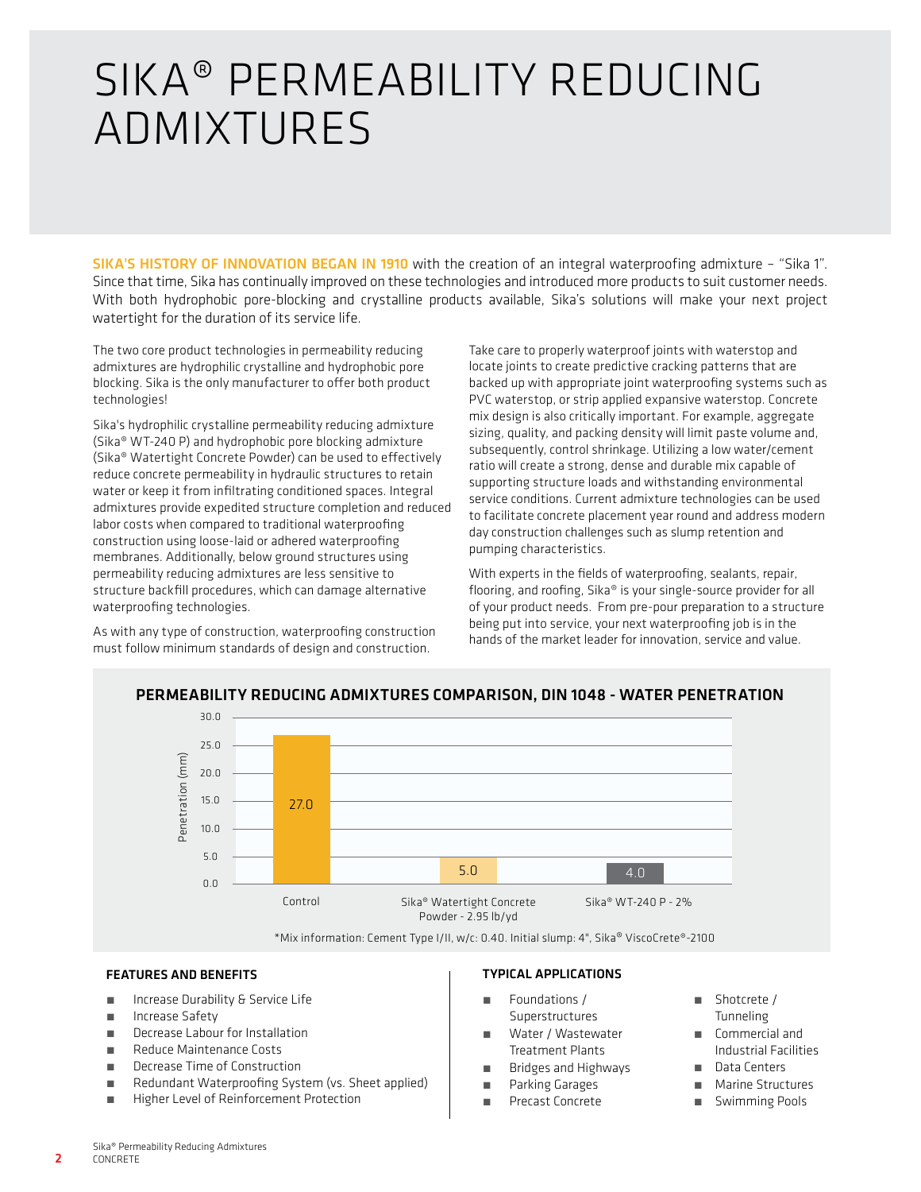# SIKA® PERMEABILITY REDUCING ADMIXTURES

**SIKA'S HISTORY OF INNOVATION BEGAN IN 1910** with the creation of an integral waterproofing admixture – "Sika 1". Since that time, Sika has continually improved on these technologies and introduced more products to suit customer needs. With both hydrophobic pore-blocking and crystalline products available, Sika's solutions will make your next project watertight for the duration of its service life.

The two core product technologies in permeability reducing admixtures are hydrophilic crystalline and hydrophobic pore blocking. Sika is the only manufacturer to offer both product technologies!

Sika's hydrophilic crystalline permeability reducing admixture (Sika® WT-240 P) and hydrophobic pore blocking admixture (Sika® Watertight Concrete Powder) can be used to effectively reduce concrete permeability in hydraulic structures to retain water or keep it from infiltrating conditioned spaces. Integral admixtures provide expedited structure completion and reduced labor costs when compared to traditional waterproofing construction using loose-laid or adhered waterproofing membranes. Additionally, below ground structures using permeability reducing admixtures are less sensitive to structure backfill procedures, which can damage alternative waterproofing technologies.

As with any type of construction, waterproofing construction must follow minimum standards of design and construction.

Take care to properly waterproof joints with waterstop and locate joints to create predictive cracking patterns that are backed up with appropriate joint waterproofing systems such as PVC waterstop, or strip applied expansive waterstop. Concrete mix design is also critically important. For example, aggregate sizing, quality, and packing density will limit paste volume and, subsequently, control shrinkage. Utilizing a low water/cement ratio will create a strong, dense and durable mix capable of supporting structure loads and withstanding environmental service conditions. Current admixture technologies can be used to facilitate concrete placement year round and address modern day construction challenges such as slump retention and pumping characteristics.

With experts in the fields of waterproofing, sealants, repair, flooring, and roofing, Sika® is your single-source provider for all of your product needs. From pre-pour preparation to a structure being put into service, your next waterproofing job is in the hands of the market leader for innovation, service and value.

## PERMEABILITY REDUCING ADMIXTURES COMPARISON, DIN 1048 - WATER PENETRATION

| Mix | Penetration (mm) |
|---|---|
| Control | 27.0 |
| Sika® Watertight Concrete Powder - 2.95 lb/yd | 5.0 |
| Sika® WT-240 P - 2% | 4.0 |

*Mix information: Cement Type I/II, w/c: 0.40. Initial slump: 4", Sika® ViscoCrete®-2100

### FEATURES AND BENEFITS

- Increase Durability & Service Life
- Increase Safety
- Decrease Labour for Installation
- Reduce Maintenance Costs
- Decrease Time of Construction
- Redundant Waterproofing System (vs. Sheet applied)
- Higher Level of Reinforcement Protection

### TYPICAL APPLICATIONS

- Foundations / Superstructures
- Water / Wastewater Treatment Plants
- Bridges and Highways
- Parking Garages
- Precast Concrete
- Shotcrete / Tunneling
- Commercial and Industrial Facilities
- Data Centers
- Marine Structures
- Swimming Pools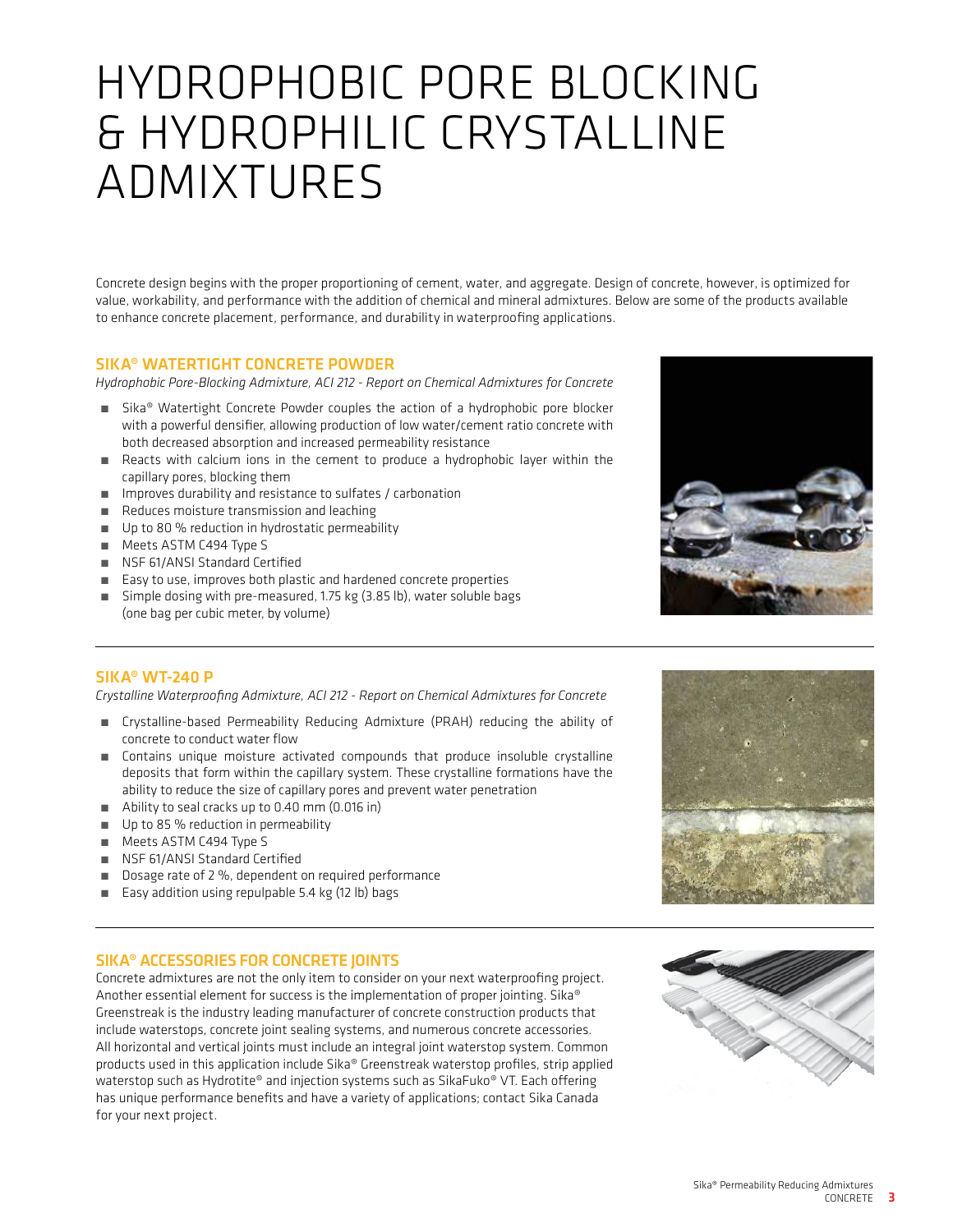# HYDROPHOBIC PORE BLOCKING & HYDROPHILIC CRYSTALLINE ADMIXTURES

Concrete design begins with the proper proportioning of cement, water, and aggregate. Design of concrete, however, is optimized for value, workability, and performance with the addition of chemical and mineral admixtures. Below are some of the products available to enhance concrete placement, performance, and durability in waterproofing applications.

## SIKA® WATERTIGHT CONCRETE POWDER

*Hydrophobic Pore-Blocking Admixture, ACI 212 - Report on Chemical Admixtures for Concrete*

- Sika® Watertight Concrete Powder couples the action of a hydrophobic pore blocker with a powerful densifier, allowing production of low water/cement ratio concrete with both decreased absorption and increased permeability resistance
- Reacts with calcium ions in the cement to produce a hydrophobic layer within the capillary pores, blocking them
- Improves durability and resistance to sulfates / carbonation
- Reduces moisture transmission and leaching
- Up to 80 % reduction in hydrostatic permeability
- Meets ASTM C494 Type S
- NSF 61/ANSI Standard Certified
- Easy to use, improves both plastic and hardened concrete properties
- Simple dosing with pre-measured, 1.75 kg (3.85 lb), water soluble bags (one bag per cubic meter, by volume)

## SIKA® WT-240 P

*Crystalline Waterproofing Admixture, ACI 212 - Report on Chemical Admixtures for Concrete*

- Crystalline-based Permeability Reducing Admixture (PRAH) reducing the ability of concrete to conduct water flow
- Contains unique moisture activated compounds that produce insoluble crystalline deposits that form within the capillary system. These crystalline formations have the ability to reduce the size of capillary pores and prevent water penetration
- Ability to seal cracks up to 0.40 mm (0.016 in)
- Up to 85 % reduction in permeability
- Meets ASTM C494 Type S
- NSF 61/ANSI Standard Certified
- Dosage rate of 2 %, dependent on required performance
- Easy addition using repulpable 5.4 kg (12 lb) bags

## SIKA® ACCESSORIES FOR CONCRETE JOINTS

Concrete admixtures are not the only item to consider on your next waterproofing project. Another essential element for success is the implementation of proper jointing. Sika® Greenstreak is the industry leading manufacturer of concrete construction products that include waterstops, concrete joint sealing systems, and numerous concrete accessories. All horizontal and vertical joints must include an integral joint waterstop system. Common products used in this application include Sika® Greenstreak waterstop profiles, strip applied waterstop such as Hydrotite® and injection systems such as SikaFuko® VT. Each offering has unique performance benefits and have a variety of applications; contact Sika Canada for your next project.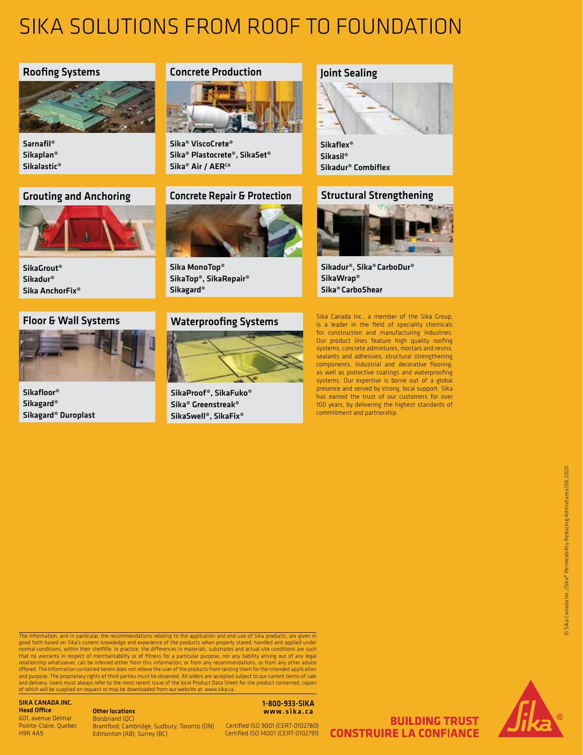# SIKA SOLUTIONS FROM ROOF TO FOUNDATION

## Roofing Systems

**Sarnafil®**
**Sikaplan®**
**Sikalastic®**

## Concrete Production

**Sika® ViscoCrete®**
**Sika® Plastocrete®, SikaSet®**
**Sika® Air / AER[CA]**

## Joint Sealing

**Sikaflex®**
**Sikasil®**
**Sikadur® Combiflex**

## Grouting and Anchoring

**SikaGrout®**
**Sikadur®**
**Sika AnchorFix®**

## Concrete Repair & Protection

**Sika MonoTop®**
**SikaTop®, SikaRepair®**
**Sikagard®**

## Structural Strengthening

**Sikadur®, Sika® CarboDur®**
**SikaWrap®**
**Sika® CarboShear**

## Floor & Wall Systems

**Sikafloor®**
**Sikagard®**
**Sikagard® Duroplast**

## Waterproofing Systems

**SikaProof®, SikaFuko®**
**Sika® Greenstreak®**
**SikaSwell®, SikaFix®**

Sika Canada Inc., a member of the Sika Group, is a leader in the field of speciality chemicals for construction and manufacturing industries. Our product lines feature high quality roofing systems, concrete admixtures, mortars and resins, sealants and adhesives, structural strengthening components, industrial and decorative flooring, as well as protective coatings and waterproofing systems. Our expertise is borne out of a global presence and served by strong, local support. Sika has earned the trust of our customers for over 100 years, by delivering the highest standards of commitment and partnership.

© Sika Canada Inc./Sika® Permeability Reducing Admixtures/06.2020

The Information, and in particular, the recommendations relating to the application and end-use of Sika products, are given in good faith based on Sika's current knowledge and experience of the products when properly stored, handled and applied under normal conditions, within their shelflife. In practice, the differences in materials, substrates and actual site conditions are such that no warranty in respect of merchantability or of fitness for a particular purpose, nor any liability arising out of any legal relationship whatsoever, can be inferred either from this information, or from any recommendations, or from any other advice offered. The information contained herein does not relieve the user of the products from testing them for the intended application and purpose. The proprietary rights of third parties must be observed. All orders are accepted subject to our current terms of sale and delivery. Users must always refer to the most recent issue of the local Product Data Sheet for the product concerned, copies of which will be supplied on request or may be downloaded from our website at: www.sika.ca

**SIKA CANADA INC.**
**Head Office**
601, avenue Delmar
Pointe-Claire, Quebec
H9R 4A9

**Other locations**
Boisbriand (QC)
Brantford; Cambridge; Sudbury; Toronto (ON)
Edmonton (AB); Surrey (BC)

**1-800-933-SIKA**
**www.sika.ca**

Certified ISO 9001 (CERT-0102780)
Certified ISO 14001 (CERT-0102791)

**BUILDING TRUST**
**CONSTRUIRE LA CONFIANCE**